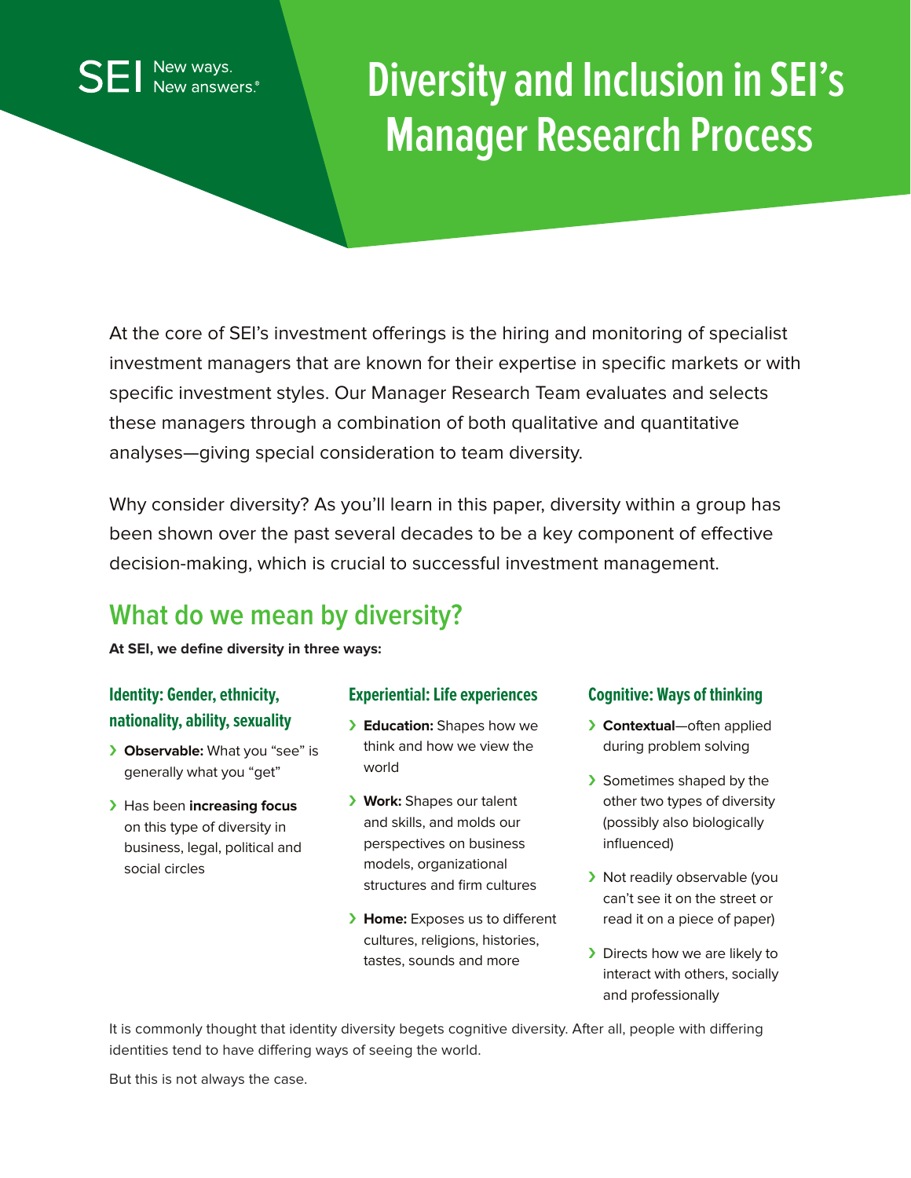# Diversity and Inclusion in SEI's Manager Research Process

At the core of SEI's investment offerings is the hiring and monitoring of specialist investment managers that are known for their expertise in specific markets or with specific investment styles. Our Manager Research Team evaluates and selects these managers through a combination of both qualitative and quantitative analyses—giving special consideration to team diversity.

Why consider diversity? As you'll learn in this paper, diversity within a group has been shown over the past several decades to be a key component of effective decision-making, which is crucial to successful investment management.

## What do we mean by diversity?

**At SEI, we define diversity in three ways:**

### Identity: Gender, ethnicity, nationality, ability, sexuality

- **Observable:** What you "see" is generally what you "get"
- Has been **increasing focus** on this type of diversity in business, legal, political and social circles

### Experiential: Life experiences

- **Education:** Shapes how we think and how we view the world
- **Work:** Shapes our talent and skills, and molds our perspectives on business models, organizational structures and firm cultures
- **Home:** Exposes us to different cultures, religions, histories, tastes, sounds and more

### Cognitive: Ways of thinking

- **Contextual**—often applied during problem solving
- Sometimes shaped by the other two types of diversity (possibly also biologically influenced)
- Not readily observable (you can't see it on the street or read it on a piece of paper)
- Directs how we are likely to interact with others, socially and professionally

It is commonly thought that identity diversity begets cognitive diversity. After all, people with differing identities tend to have differing ways of seeing the world.

But this is not always the case.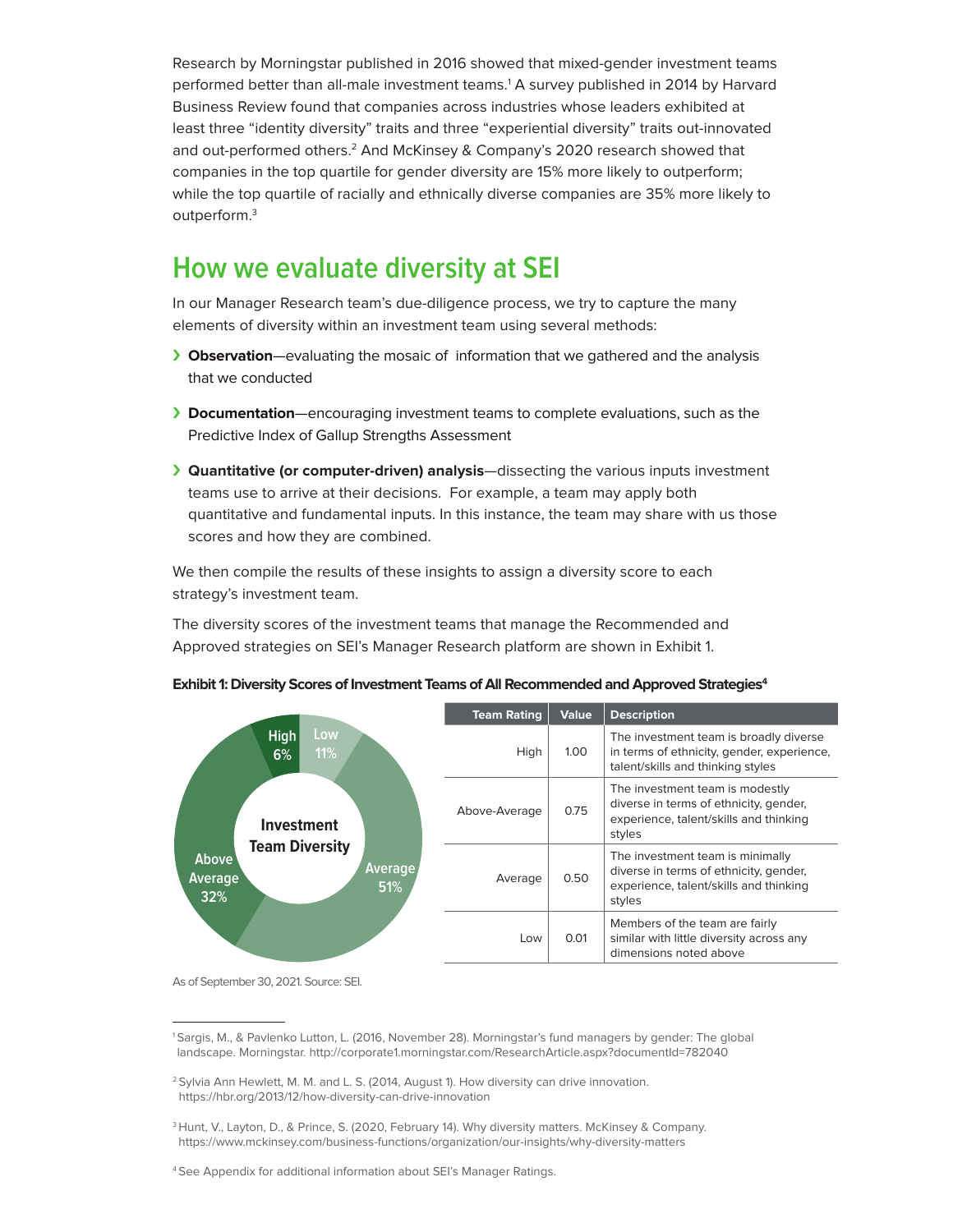Research by Morningstar published in 2016 showed that mixed-gender investment teams performed better than all-male investment teams.[1] A survey published in 2014 by Harvard Business Review found that companies across industries whose leaders exhibited at least three "identity diversity" traits and three "experiential diversity" traits out-innovated and out-performed others.[2] And McKinsey & Company's 2020 research showed that companies in the top quartile for gender diversity are 15% more likely to outperform; while the top quartile of racially and ethnically diverse companies are 35% more likely to outperform.[3]

## How we evaluate diversity at SEI

In our Manager Research team's due-diligence process, we try to capture the many elements of diversity within an investment team using several methods:

- **Observation**—evaluating the mosaic of information that we gathered and the analysis that we conducted
- **Documentation**—encouraging investment teams to complete evaluations, such as the Predictive Index of Gallup Strengths Assessment
- **Quantitative (or computer-driven) analysis**—dissecting the various inputs investment teams use to arrive at their decisions. For example, a team may apply both quantitative and fundamental inputs. In this instance, the team may share with us those scores and how they are combined.

We then compile the results of these insights to assign a diversity score to each strategy's investment team.

The diversity scores of the investment teams that manage the Recommended and Approved strategies on SEI's Manager Research platform are shown in Exhibit 1.

**Exhibit 1: Diversity Scores of Investment Teams of All Recommended and Approved Strategies[4]**

Investment Team Diversity

| Rating | Share |
|---|---|
| High | 6% |
| Low | 11% |
| Average | 51% |
| Above Average | 32% |

| Team Rating | Value | Description |
|---|---|---|
| High | 1.00 | The investment team is broadly diverse in terms of ethnicity, gender, experience, talent/skills and thinking styles |
| Above-Average | 0.75 | The investment team is modestly diverse in terms of ethnicity, gender, experience, talent/skills and thinking styles |
| Average | 0.50 | The investment team is minimally diverse in terms of ethnicity, gender, experience, talent/skills and thinking styles |
| Low | 0.01 | Members of the team are fairly similar with little diversity across any dimensions noted above |

As of September 30, 2021. Source: SEI.

[1] Sargis, M., & Pavlenko Lutton, L. (2016, November 28). Morningstar's fund managers by gender: The global landscape. Morningstar. http://corporate1.morningstar.com/ResearchArticle.aspx?documentId=782040

[2] Sylvia Ann Hewlett, M. M. and L. S. (2014, August 1). How diversity can drive innovation. https://hbr.org/2013/12/how-diversity-can-drive-innovation

[3] Hunt, V., Layton, D., & Prince, S. (2020, February 14). Why diversity matters. McKinsey & Company. https://www.mckinsey.com/business-functions/organization/our-insights/why-diversity-matters

[4] See Appendix for additional information about SEI's Manager Ratings.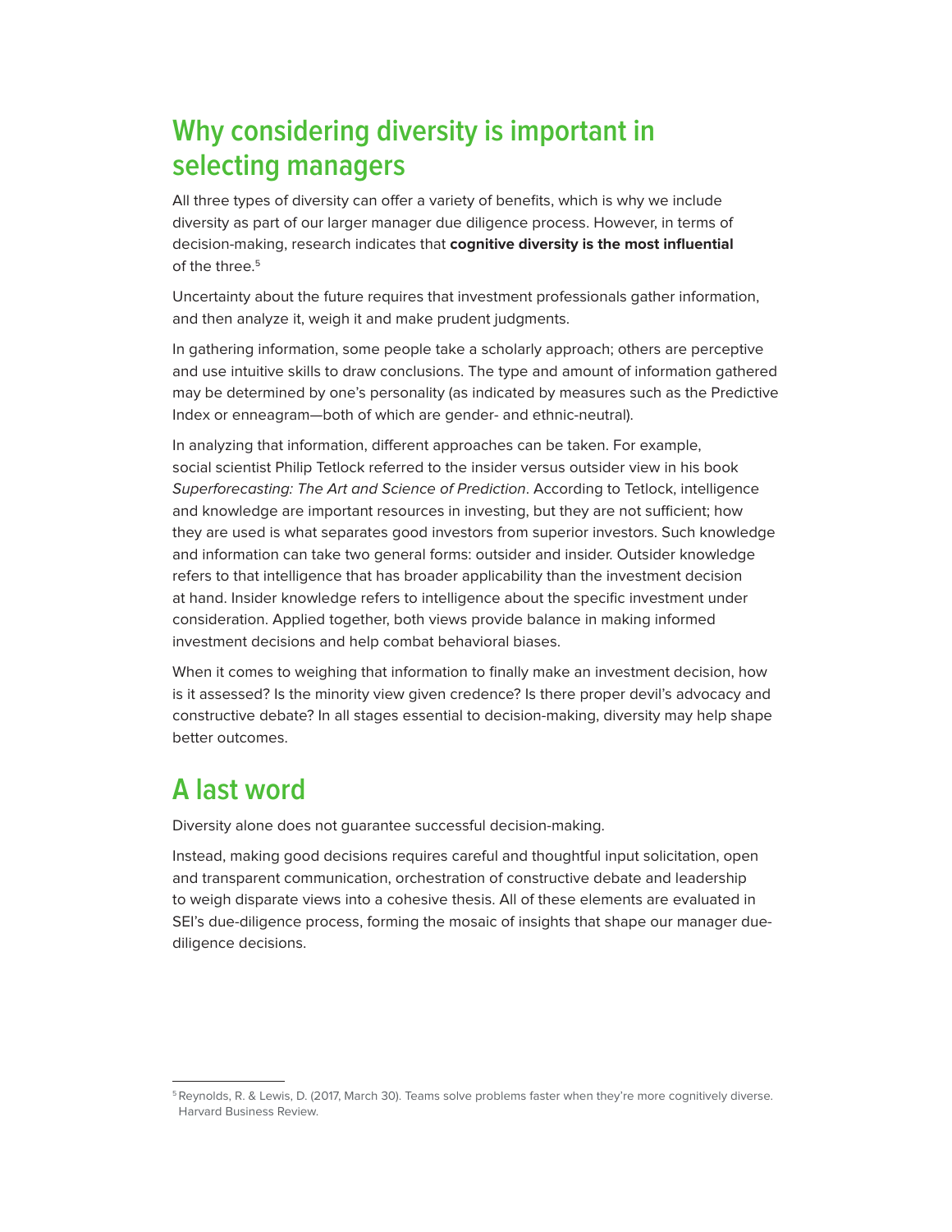## Why considering diversity is important in selecting managers

All three types of diversity can offer a variety of benefits, which is why we include diversity as part of our larger manager due diligence process. However, in terms of decision-making, research indicates that **cognitive diversity is the most influential** of the three.[5]

Uncertainty about the future requires that investment professionals gather information, and then analyze it, weigh it and make prudent judgments.

In gathering information, some people take a scholarly approach; others are perceptive and use intuitive skills to draw conclusions. The type and amount of information gathered may be determined by one's personality (as indicated by measures such as the Predictive Index or enneagram—both of which are gender- and ethnic-neutral).

In analyzing that information, different approaches can be taken. For example, social scientist Philip Tetlock referred to the insider versus outsider view in his book *Superforecasting: The Art and Science of Prediction*. According to Tetlock, intelligence and knowledge are important resources in investing, but they are not sufficient; how they are used is what separates good investors from superior investors. Such knowledge and information can take two general forms: outsider and insider. Outsider knowledge refers to that intelligence that has broader applicability than the investment decision at hand. Insider knowledge refers to intelligence about the specific investment under consideration. Applied together, both views provide balance in making informed investment decisions and help combat behavioral biases.

When it comes to weighing that information to finally make an investment decision, how is it assessed? Is the minority view given credence? Is there proper devil's advocacy and constructive debate? In all stages essential to decision-making, diversity may help shape better outcomes.

## A last word

Diversity alone does not guarantee successful decision-making.

Instead, making good decisions requires careful and thoughtful input solicitation, open and transparent communication, orchestration of constructive debate and leadership to weigh disparate views into a cohesive thesis. All of these elements are evaluated in SEI's due-diligence process, forming the mosaic of insights that shape our manager due-diligence decisions.

---

[5] Reynolds, R. & Lewis, D. (2017, March 30). Teams solve problems faster when they're more cognitively diverse. Harvard Business Review.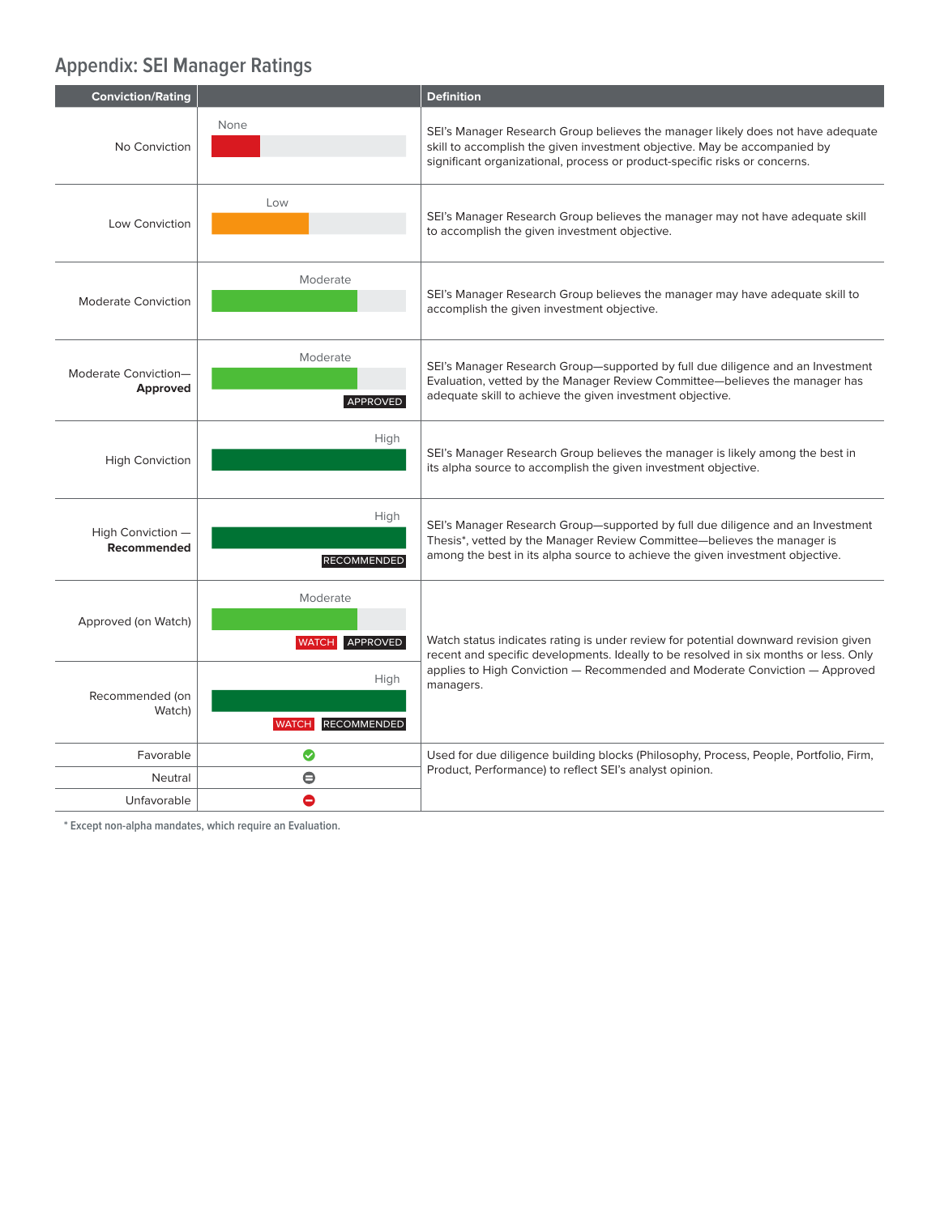## Appendix: SEI Manager Ratings

| Conviction/Rating | | Definition |
|---|---|---|
| No Conviction | None | SEI's Manager Research Group believes the manager likely does not have adequate skill to accomplish the given investment objective. May be accompanied by significant organizational, process or product-specific risks or concerns. |
| Low Conviction | Low | SEI's Manager Research Group believes the manager may not have adequate skill to accomplish the given investment objective. |
| Moderate Conviction | Moderate | SEI's Manager Research Group believes the manager may have adequate skill to accomplish the given investment objective. |
| Moderate Conviction—**Approved** | Moderate APPROVED | SEI's Manager Research Group—supported by full due diligence and an Investment Evaluation, vetted by the Manager Review Committee—believes the manager has adequate skill to achieve the given investment objective. |
| High Conviction | High | SEI's Manager Research Group believes the manager is likely among the best in its alpha source to accomplish the given investment objective. |
| High Conviction — **Recommended** | High RECOMMENDED | SEI's Manager Research Group—supported by full due diligence and an Investment Thesis*, vetted by the Manager Review Committee—believes the manager is among the best in its alpha source to achieve the given investment objective. |
| Approved (on Watch) | Moderate WATCH APPROVED | Watch status indicates rating is under review for potential downward revision given recent and specific developments. Ideally to be resolved in six months or less. Only applies to High Conviction — Recommended and Moderate Conviction — Approved managers. |
| Recommended (on Watch) | High WATCH RECOMMENDED | |
| Favorable | ✓ | Used for due diligence building blocks (Philosophy, Process, People, Portfolio, Firm, Product, Performance) to reflect SEI's analyst opinion. |
| Neutral | ⊖ | |
| Unfavorable | ⛔ | |

* Except non-alpha mandates, which require an Evaluation.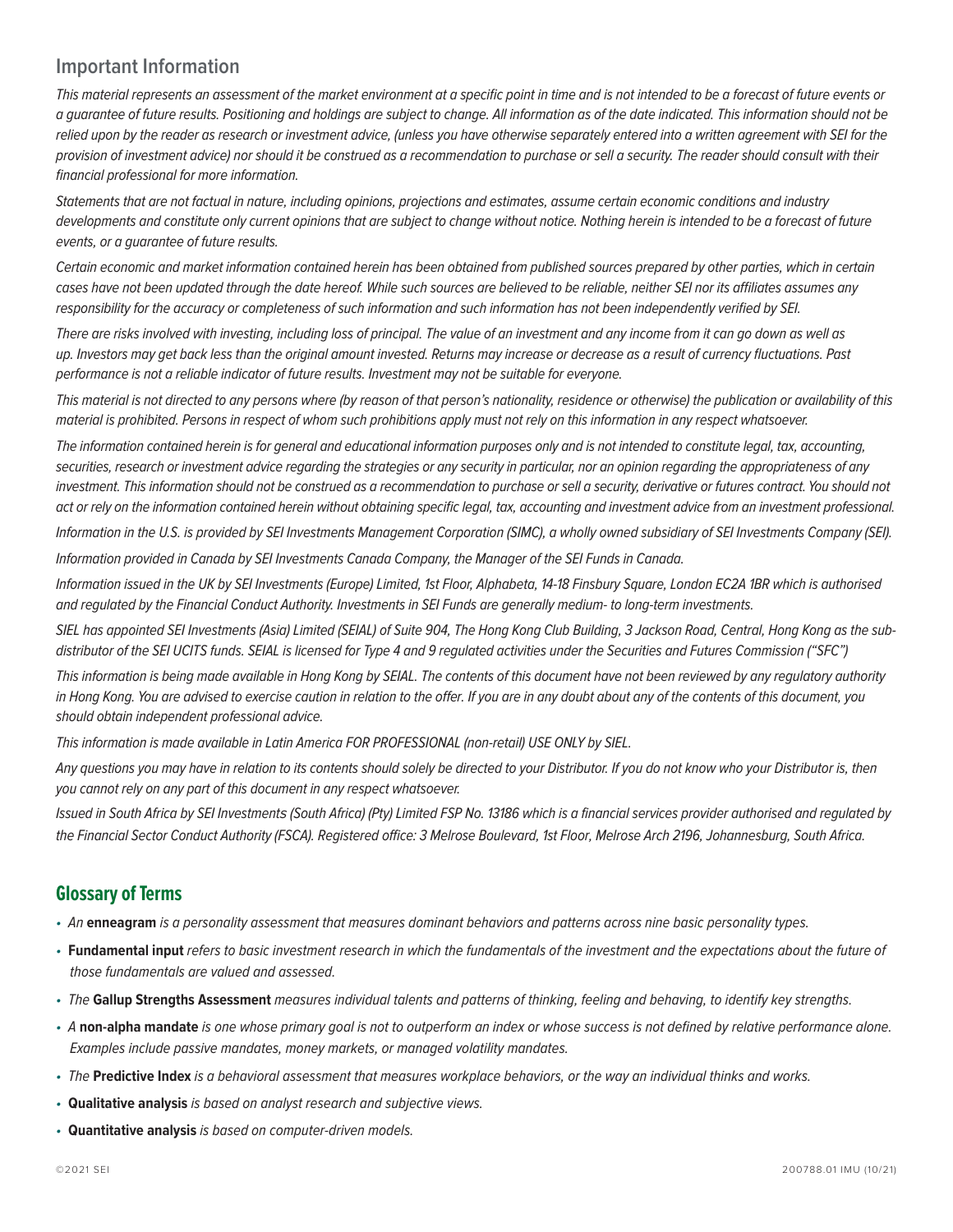## Important Information

*This material represents an assessment of the market environment at a specific point in time and is not intended to be a forecast of future events or a guarantee of future results. Positioning and holdings are subject to change. All information as of the date indicated. This information should not be relied upon by the reader as research or investment advice, (unless you have otherwise separately entered into a written agreement with SEI for the provision of investment advice) nor should it be construed as a recommendation to purchase or sell a security. The reader should consult with their financial professional for more information.*

*Statements that are not factual in nature, including opinions, projections and estimates, assume certain economic conditions and industry developments and constitute only current opinions that are subject to change without notice. Nothing herein is intended to be a forecast of future events, or a guarantee of future results.*

*Certain economic and market information contained herein has been obtained from published sources prepared by other parties, which in certain cases have not been updated through the date hereof. While such sources are believed to be reliable, neither SEI nor its affiliates assumes any responsibility for the accuracy or completeness of such information and such information has not been independently verified by SEI.*

*There are risks involved with investing, including loss of principal. The value of an investment and any income from it can go down as well as up. Investors may get back less than the original amount invested. Returns may increase or decrease as a result of currency fluctuations. Past performance is not a reliable indicator of future results. Investment may not be suitable for everyone.*

*This material is not directed to any persons where (by reason of that person's nationality, residence or otherwise) the publication or availability of this material is prohibited. Persons in respect of whom such prohibitions apply must not rely on this information in any respect whatsoever.*

*The information contained herein is for general and educational information purposes only and is not intended to constitute legal, tax, accounting, securities, research or investment advice regarding the strategies or any security in particular, nor an opinion regarding the appropriateness of any investment. This information should not be construed as a recommendation to purchase or sell a security, derivative or futures contract. You should not act or rely on the information contained herein without obtaining specific legal, tax, accounting and investment advice from an investment professional.*

*Information in the U.S. is provided by SEI Investments Management Corporation (SIMC), a wholly owned subsidiary of SEI Investments Company (SEI).*

*Information provided in Canada by SEI Investments Canada Company, the Manager of the SEI Funds in Canada.*

*Information issued in the UK by SEI Investments (Europe) Limited, 1st Floor, Alphabeta, 14-18 Finsbury Square, London EC2A 1BR which is authorised and regulated by the Financial Conduct Authority. Investments in SEI Funds are generally medium- to long-term investments.*

*SIEL has appointed SEI Investments (Asia) Limited (SEIAL) of Suite 904, The Hong Kong Club Building, 3 Jackson Road, Central, Hong Kong as the sub-distributor of the SEI UCITS funds. SEIAL is licensed for Type 4 and 9 regulated activities under the Securities and Futures Commission ("SFC")*

*This information is being made available in Hong Kong by SEIAL. The contents of this document have not been reviewed by any regulatory authority in Hong Kong. You are advised to exercise caution in relation to the offer. If you are in any doubt about any of the contents of this document, you should obtain independent professional advice.*

*This information is made available in Latin America FOR PROFESSIONAL (non-retail) USE ONLY by SIEL.*

*Any questions you may have in relation to its contents should solely be directed to your Distributor. If you do not know who your Distributor is, then you cannot rely on any part of this document in any respect whatsoever.*

*Issued in South Africa by SEI Investments (South Africa) (Pty) Limited FSP No. 13186 which is a financial services provider authorised and regulated by the Financial Sector Conduct Authority (FSCA). Registered office: 3 Melrose Boulevard, 1st Floor, Melrose Arch 2196, Johannesburg, South Africa.*

## Glossary of Terms

- *An* **enneagram** *is a personality assessment that measures dominant behaviors and patterns across nine basic personality types.*
- **Fundamental input** *refers to basic investment research in which the fundamentals of the investment and the expectations about the future of those fundamentals are valued and assessed.*
- *The* **Gallup Strengths Assessment** *measures individual talents and patterns of thinking, feeling and behaving, to identify key strengths.*
- *A* **non-alpha mandate** *is one whose primary goal is not to outperform an index or whose success is not defined by relative performance alone. Examples include passive mandates, money markets, or managed volatility mandates.*
- *The* **Predictive Index** *is a behavioral assessment that measures workplace behaviors, or the way an individual thinks and works.*
- **Qualitative analysis** *is based on analyst research and subjective views.*
- **Quantitative analysis** *is based on computer-driven models.*

©2021 SEI

200788.01 IMU (10/21)